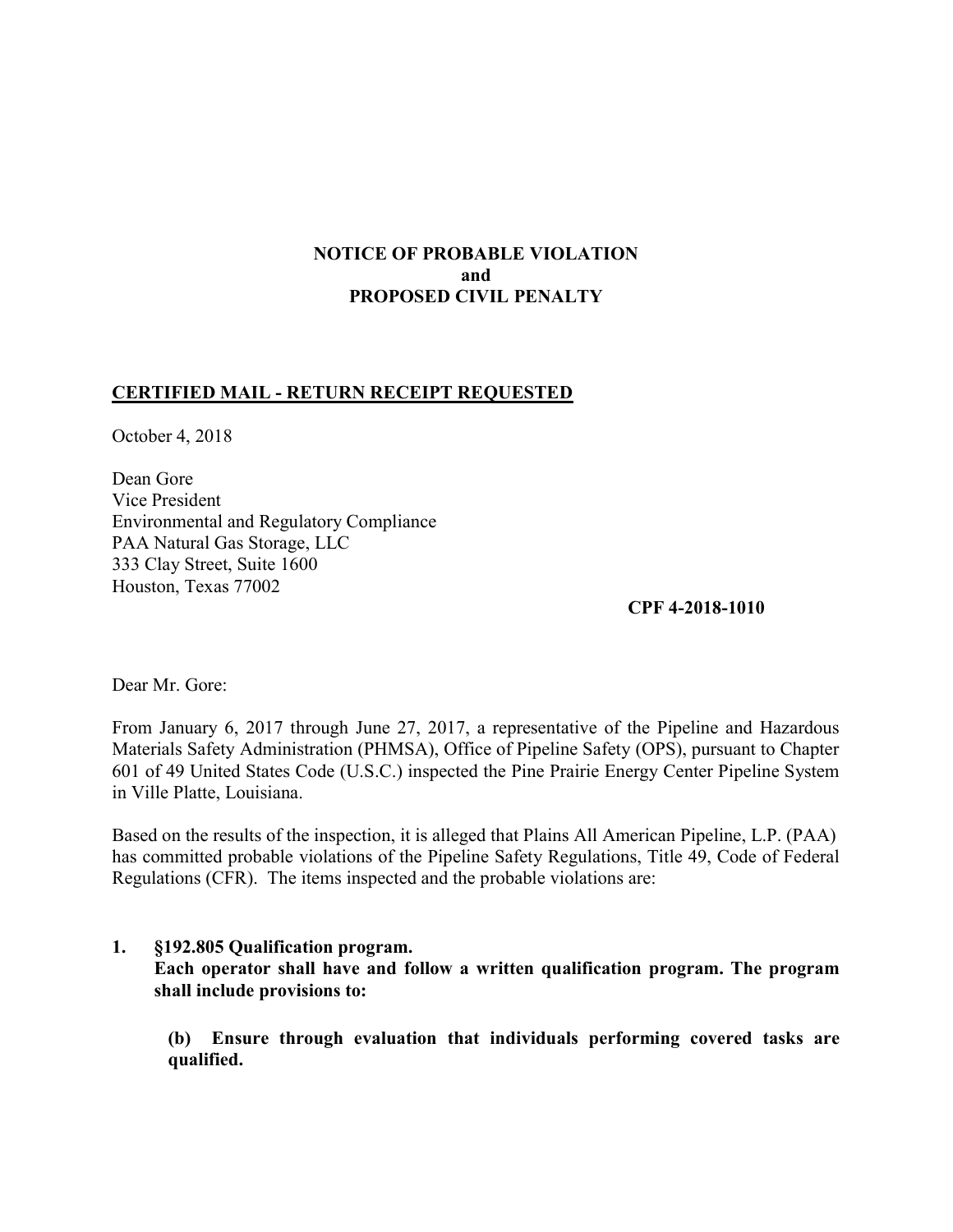**NOTICE OF PROBABLE VIOLATION**
**and**
**PROPOSED CIVIL PENALTY**

**CERTIFIED MAIL - RETURN RECEIPT REQUESTED**

October 4, 2018

Dean Gore
Vice President
Environmental and Regulatory Compliance
PAA Natural Gas Storage, LLC
333 Clay Street, Suite 1600
Houston, Texas 77002

**CPF 4-2018-1010**

Dear Mr. Gore:

From January 6, 2017 through June 27, 2017, a representative of the Pipeline and Hazardous Materials Safety Administration (PHMSA), Office of Pipeline Safety (OPS), pursuant to Chapter 601 of 49 United States Code (U.S.C.) inspected the Pine Prairie Energy Center Pipeline System in Ville Platte, Louisiana.

Based on the results of the inspection, it is alleged that Plains All American Pipeline, L.P. (PAA) has committed probable violations of the Pipeline Safety Regulations, Title 49, Code of Federal Regulations (CFR). The items inspected and the probable violations are:

1. **§192.805 Qualification program.**
   **Each operator shall have and follow a written qualification program. The program shall include provisions to:**

   **(b) Ensure through evaluation that individuals performing covered tasks are qualified.**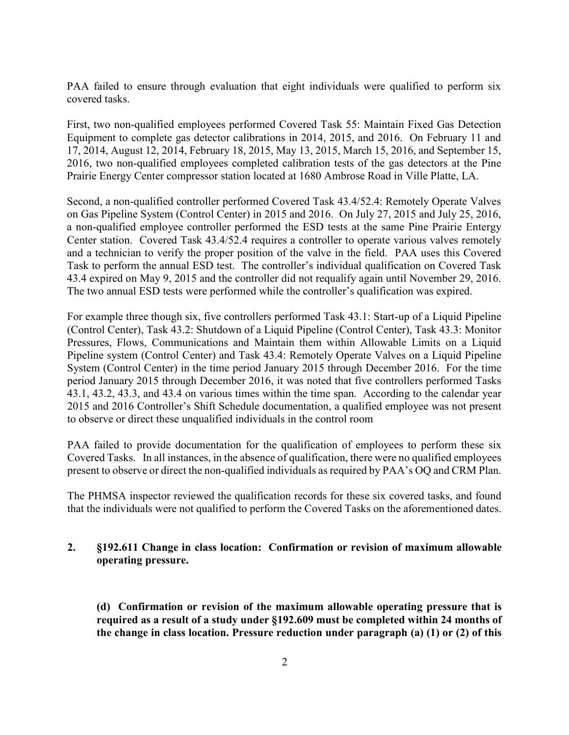PAA failed to ensure through evaluation that eight individuals were qualified to perform six covered tasks.

First, two non-qualified employees performed Covered Task 55: Maintain Fixed Gas Detection Equipment to complete gas detector calibrations in 2014, 2015, and 2016. On February 11 and 17, 2014, August 12, 2014, February 18, 2015, May 13, 2015, March 15, 2016, and September 15, 2016, two non-qualified employees completed calibration tests of the gas detectors at the Pine Prairie Energy Center compressor station located at 1680 Ambrose Road in Ville Platte, LA.

Second, a non-qualified controller performed Covered Task 43.4/52.4: Remotely Operate Valves on Gas Pipeline System (Control Center) in 2015 and 2016. On July 27, 2015 and July 25, 2016, a non-qualified employee controller performed the ESD tests at the same Pine Prairie Entergy Center station. Covered Task 43.4/52.4 requires a controller to operate various valves remotely and a technician to verify the proper position of the valve in the field. PAA uses this Covered Task to perform the annual ESD test. The controller's individual qualification on Covered Task 43.4 expired on May 9, 2015 and the controller did not requalify again until November 29, 2016. The two annual ESD tests were performed while the controller's qualification was expired.

For example three though six, five controllers performed Task 43.1: Start-up of a Liquid Pipeline (Control Center), Task 43.2: Shutdown of a Liquid Pipeline (Control Center), Task 43.3: Monitor Pressures, Flows, Communications and Maintain them within Allowable Limits on a Liquid Pipeline system (Control Center) and Task 43.4: Remotely Operate Valves on a Liquid Pipeline System (Control Center) in the time period January 2015 through December 2016. For the time period January 2015 through December 2016, it was noted that five controllers performed Tasks 43.1, 43.2, 43.3, and 43.4 on various times within the time span. According to the calendar year 2015 and 2016 Controller's Shift Schedule documentation, a qualified employee was not present to observe or direct these unqualified individuals in the control room

PAA failed to provide documentation for the qualification of employees to perform these six Covered Tasks. In all instances, in the absence of qualification, there were no qualified employees present to observe or direct the non-qualified individuals as required by PAA's OQ and CRM Plan.

The PHMSA inspector reviewed the qualification records for these six covered tasks, and found that the individuals were not qualified to perform the Covered Tasks on the aforementioned dates.

**2. §192.611 Change in class location: Confirmation or revision of maximum allowable operating pressure.**

**(d) Confirmation or revision of the maximum allowable operating pressure that is required as a result of a study under §192.609 must be completed within 24 months of the change in class location. Pressure reduction under paragraph (a) (1) or (2) of this**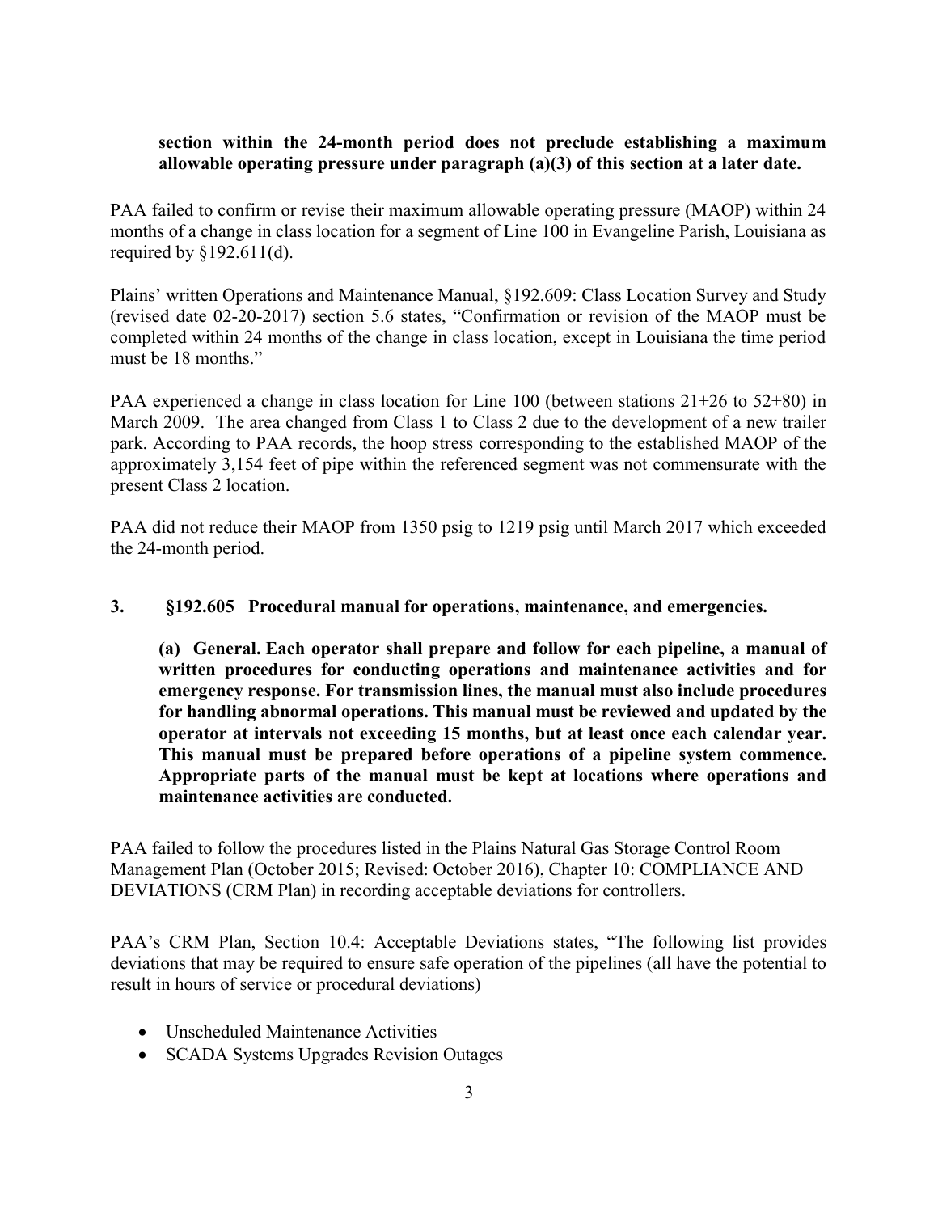**section within the 24-month period does not preclude establishing a maximum allowable operating pressure under paragraph (a)(3) of this section at a later date.**

PAA failed to confirm or revise their maximum allowable operating pressure (MAOP) within 24 months of a change in class location for a segment of Line 100 in Evangeline Parish, Louisiana as required by §192.611(d).

Plains' written Operations and Maintenance Manual, §192.609: Class Location Survey and Study (revised date 02-20-2017) section 5.6 states, "Confirmation or revision of the MAOP must be completed within 24 months of the change in class location, except in Louisiana the time period must be 18 months."

PAA experienced a change in class location for Line 100 (between stations 21+26 to 52+80) in March 2009. The area changed from Class 1 to Class 2 due to the development of a new trailer park. According to PAA records, the hoop stress corresponding to the established MAOP of the approximately 3,154 feet of pipe within the referenced segment was not commensurate with the present Class 2 location.

PAA did not reduce their MAOP from 1350 psig to 1219 psig until March 2017 which exceeded the 24-month period.

**3. §192.605 Procedural manual for operations, maintenance, and emergencies.**

**(a) General. Each operator shall prepare and follow for each pipeline, a manual of written procedures for conducting operations and maintenance activities and for emergency response. For transmission lines, the manual must also include procedures for handling abnormal operations. This manual must be reviewed and updated by the operator at intervals not exceeding 15 months, but at least once each calendar year. This manual must be prepared before operations of a pipeline system commence. Appropriate parts of the manual must be kept at locations where operations and maintenance activities are conducted.**

PAA failed to follow the procedures listed in the Plains Natural Gas Storage Control Room Management Plan (October 2015; Revised: October 2016), Chapter 10: COMPLIANCE AND DEVIATIONS (CRM Plan) in recording acceptable deviations for controllers.

PAA's CRM Plan, Section 10.4: Acceptable Deviations states, "The following list provides deviations that may be required to ensure safe operation of the pipelines (all have the potential to result in hours of service or procedural deviations)

- Unscheduled Maintenance Activities
- SCADA Systems Upgrades Revision Outages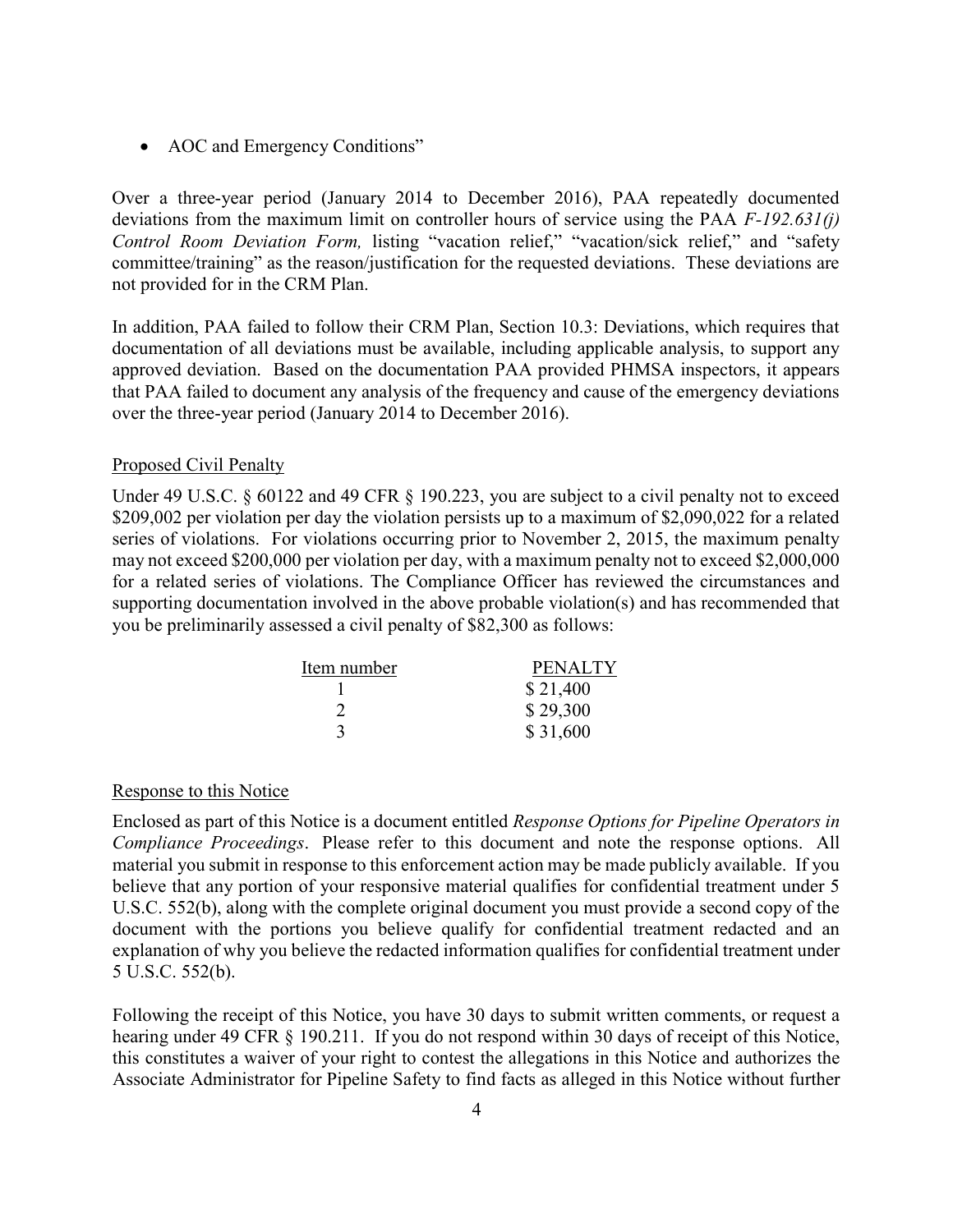- AOC and Emergency Conditions"

Over a three-year period (January 2014 to December 2016), PAA repeatedly documented deviations from the maximum limit on controller hours of service using the PAA *F-192.631(j) Control Room Deviation Form,* listing "vacation relief," "vacation/sick relief," and "safety committee/training" as the reason/justification for the requested deviations. These deviations are not provided for in the CRM Plan.

In addition, PAA failed to follow their CRM Plan, Section 10.3: Deviations, which requires that documentation of all deviations must be available, including applicable analysis, to support any approved deviation. Based on the documentation PAA provided PHMSA inspectors, it appears that PAA failed to document any analysis of the frequency and cause of the emergency deviations over the three-year period (January 2014 to December 2016).

## Proposed Civil Penalty

Under 49 U.S.C. § 60122 and 49 CFR § 190.223, you are subject to a civil penalty not to exceed $209,002 per violation per day the violation persists up to a maximum of $2,090,022 for a related series of violations. For violations occurring prior to November 2, 2015, the maximum penalty may not exceed $200,000 per violation per day, with a maximum penalty not to exceed $2,000,000 for a related series of violations. The Compliance Officer has reviewed the circumstances and supporting documentation involved in the above probable violation(s) and has recommended that you be preliminarily assessed a civil penalty of $82,300 as follows:

| Item number | PENALTY |
|---|---|
| 1 | $ 21,400 |
| 2 | $ 29,300 |
| 3 | $ 31,600 |

## Response to this Notice

Enclosed as part of this Notice is a document entitled *Response Options for Pipeline Operators in Compliance Proceedings*. Please refer to this document and note the response options. All material you submit in response to this enforcement action may be made publicly available. If you believe that any portion of your responsive material qualifies for confidential treatment under 5 U.S.C. 552(b), along with the complete original document you must provide a second copy of the document with the portions you believe qualify for confidential treatment redacted and an explanation of why you believe the redacted information qualifies for confidential treatment under 5 U.S.C. 552(b).

Following the receipt of this Notice, you have 30 days to submit written comments, or request a hearing under 49 CFR § 190.211. If you do not respond within 30 days of receipt of this Notice, this constitutes a waiver of your right to contest the allegations in this Notice and authorizes the Associate Administrator for Pipeline Safety to find facts as alleged in this Notice without further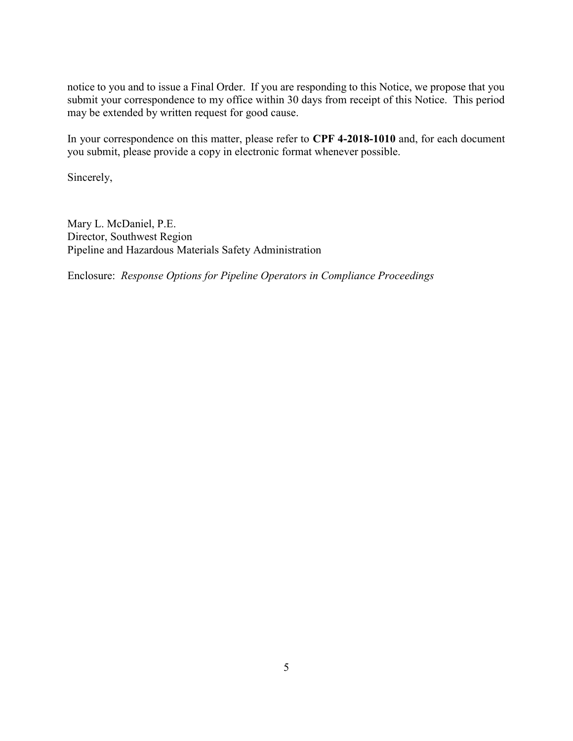notice to you and to issue a Final Order. If you are responding to this Notice, we propose that you submit your correspondence to my office within 30 days from receipt of this Notice. This period may be extended by written request for good cause.

In your correspondence on this matter, please refer to **CPF 4-2018-1010** and, for each document you submit, please provide a copy in electronic format whenever possible.

Sincerely,

Mary L. McDaniel, P.E.
Director, Southwest Region
Pipeline and Hazardous Materials Safety Administration

Enclosure: *Response Options for Pipeline Operators in Compliance Proceedings*